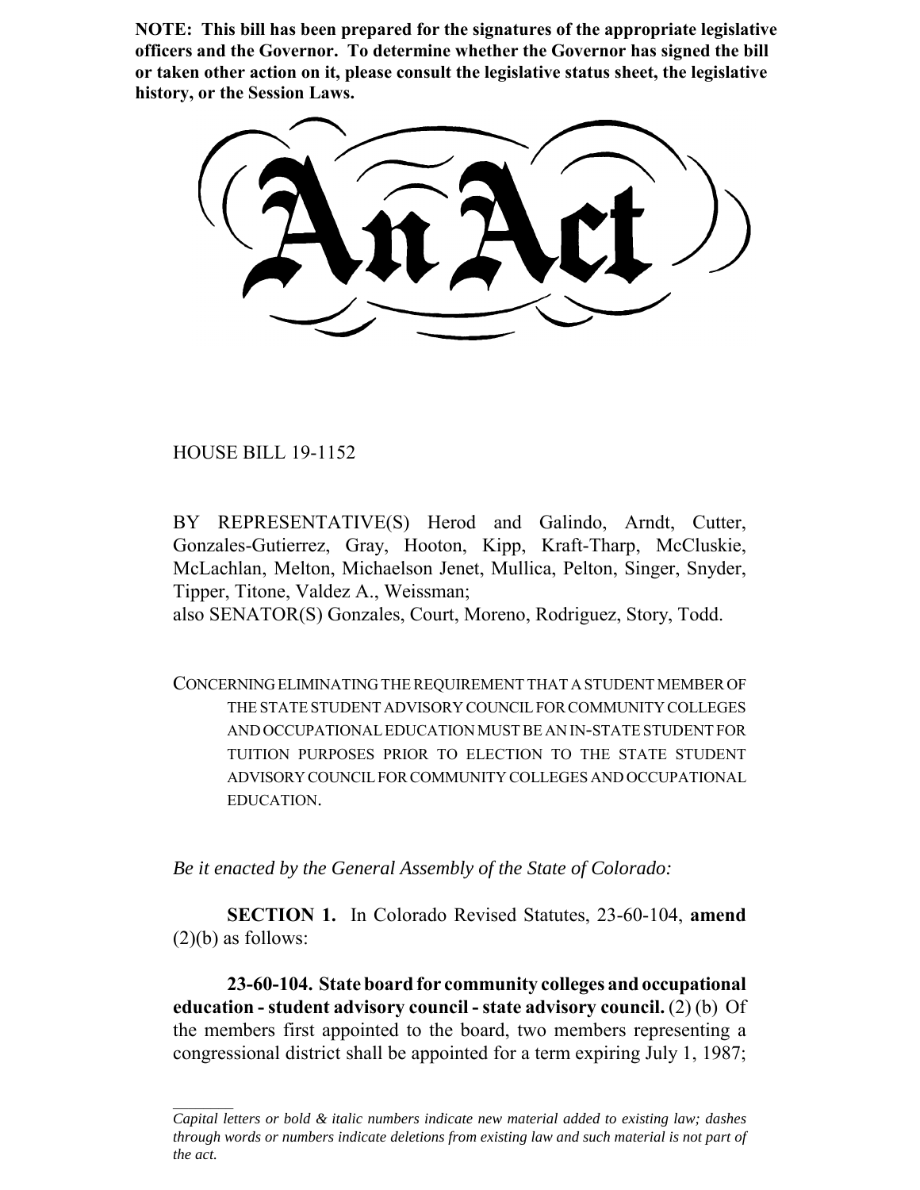**NOTE: This bill has been prepared for the signatures of the appropriate legislative officers and the Governor. To determine whether the Governor has signed the bill or taken other action on it, please consult the legislative status sheet, the legislative history, or the Session Laws.**

# An Act

HOUSE BILL 19-1152

BY REPRESENTATIVE(S) Herod and Galindo, Arndt, Cutter, Gonzales-Gutierrez, Gray, Hooton, Kipp, Kraft-Tharp, McCluskie, McLachlan, Melton, Michaelson Jenet, Mullica, Pelton, Singer, Snyder, Tipper, Titone, Valdez A., Weissman;
also SENATOR(S) Gonzales, Court, Moreno, Rodriguez, Story, Todd.

CONCERNING ELIMINATING THE REQUIREMENT THAT A STUDENT MEMBER OF THE STATE STUDENT ADVISORY COUNCIL FOR COMMUNITY COLLEGES AND OCCUPATIONAL EDUCATION MUST BE AN IN-STATE STUDENT FOR TUITION PURPOSES PRIOR TO ELECTION TO THE STATE STUDENT ADVISORY COUNCIL FOR COMMUNITY COLLEGES AND OCCUPATIONAL EDUCATION.

*Be it enacted by the General Assembly of the State of Colorado:*

**SECTION 1.** In Colorado Revised Statutes, 23-60-104, **amend** (2)(b) as follows:

**23-60-104. State board for community colleges and occupational education - student advisory council - state advisory council.** (2) (b) Of the members first appointed to the board, two members representing a congressional district shall be appointed for a term expiring July 1, 1987;

*Capital letters or bold & italic numbers indicate new material added to existing law; dashes through words or numbers indicate deletions from existing law and such material is not part of the act.*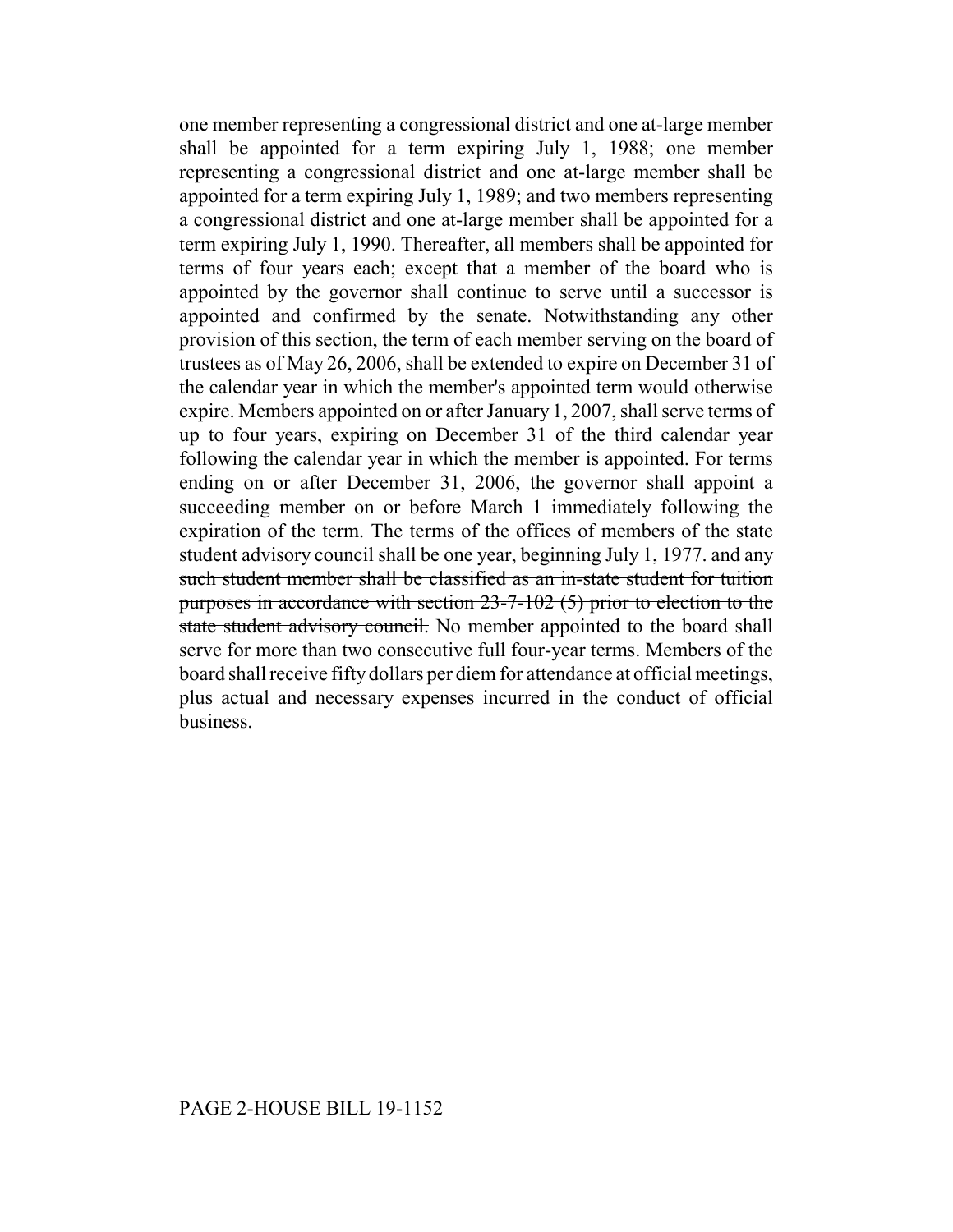one member representing a congressional district and one at-large member shall be appointed for a term expiring July 1, 1988; one member representing a congressional district and one at-large member shall be appointed for a term expiring July 1, 1989; and two members representing a congressional district and one at-large member shall be appointed for a term expiring July 1, 1990. Thereafter, all members shall be appointed for terms of four years each; except that a member of the board who is appointed by the governor shall continue to serve until a successor is appointed and confirmed by the senate. Notwithstanding any other provision of this section, the term of each member serving on the board of trustees as of May 26, 2006, shall be extended to expire on December 31 of the calendar year in which the member's appointed term would otherwise expire. Members appointed on or after January 1, 2007, shall serve terms of up to four years, expiring on December 31 of the third calendar year following the calendar year in which the member is appointed. For terms ending on or after December 31, 2006, the governor shall appoint a succeeding member on or before March 1 immediately following the expiration of the term. The terms of the offices of members of the state student advisory council shall be one year, beginning July 1, 1977. ~~and any such student member shall be classified as an in-state student for tuition purposes in accordance with section 23-7-102 (5) prior to election to the state student advisory council.~~ No member appointed to the board shall serve for more than two consecutive full four-year terms. Members of the board shall receive fifty dollars per diem for attendance at official meetings, plus actual and necessary expenses incurred in the conduct of official business.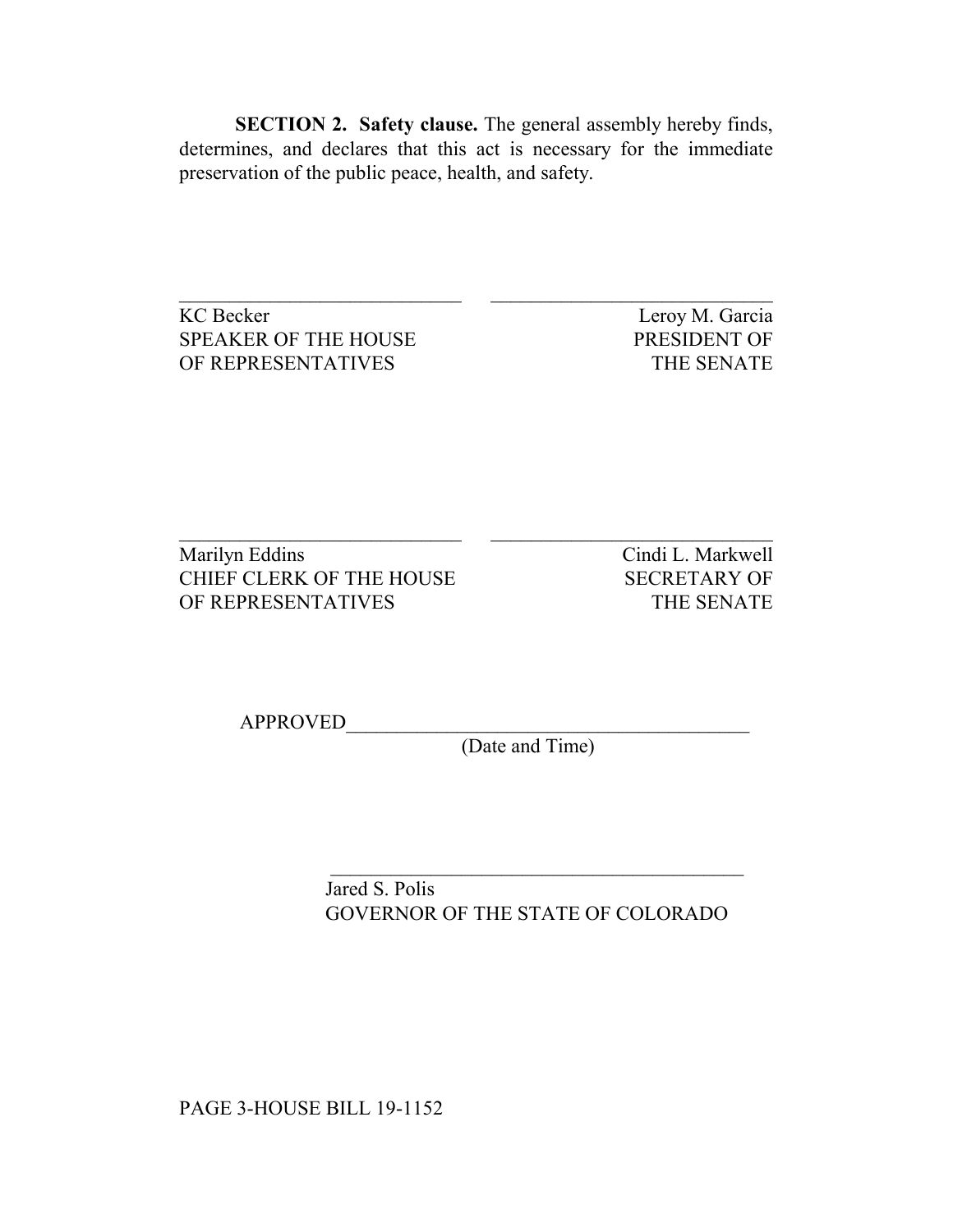**SECTION 2. Safety clause.** The general assembly hereby finds, determines, and declares that this act is necessary for the immediate preservation of the public peace, health, and safety.

| | |
|---|---|
| ____________________________ | ____________________________ |
| KC Becker | Leroy M. Garcia |
| SPEAKER OF THE HOUSE OF REPRESENTATIVES | PRESIDENT OF THE SENATE |

| | |
|---|---|
| ____________________________ | ____________________________ |
| Marilyn Eddins | Cindi L. Markwell |
| CHIEF CLERK OF THE HOUSE OF REPRESENTATIVES | SECRETARY OF THE SENATE |

APPROVED________________________________________
(Date and Time)

_________________________________________
Jared S. Polis
GOVERNOR OF THE STATE OF COLORADO

PAGE 3-HOUSE BILL 19-1152